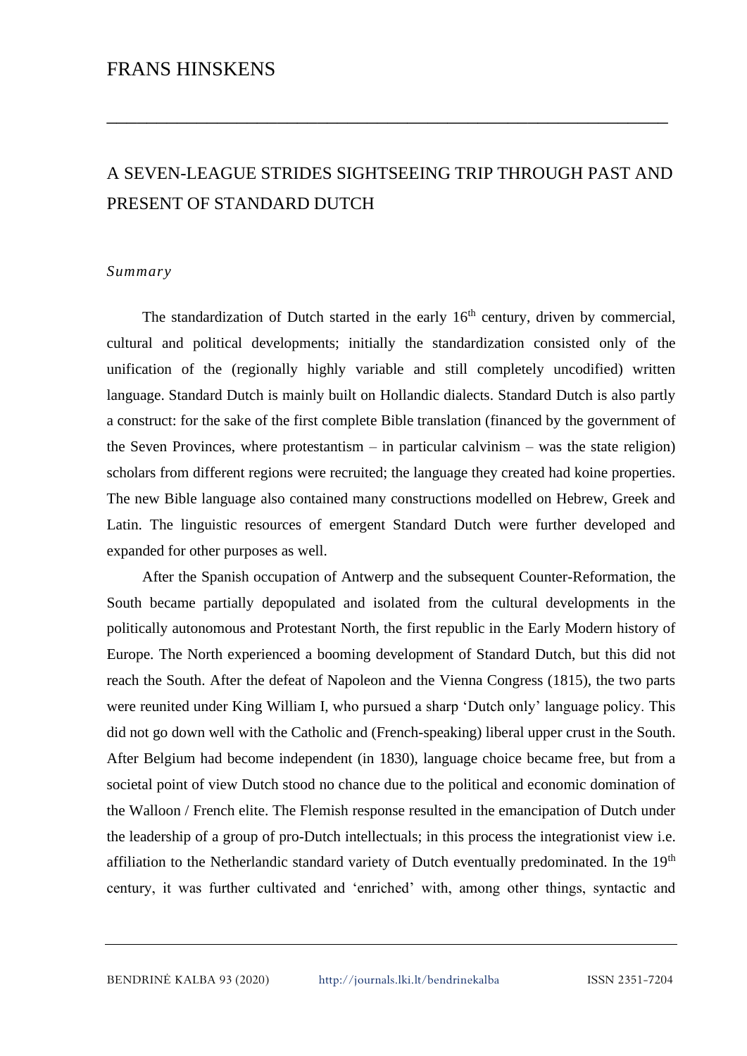FRANS HINSKENS

# A SEVEN-LEAGUE STRIDES SIGHTSEEING TRIP THROUGH PAST AND PRESENT OF STANDARD DUTCH

## *Summary*

The standardization of Dutch started in the early 16th century, driven by commercial, cultural and political developments; initially the standardization consisted only of the unification of the (regionally highly variable and still completely uncodified) written language. Standard Dutch is mainly built on Hollandic dialects. Standard Dutch is also partly a construct: for the sake of the first complete Bible translation (financed by the government of the Seven Provinces, where protestantism – in particular calvinism – was the state religion) scholars from different regions were recruited; the language they created had koine properties. The new Bible language also contained many constructions modelled on Hebrew, Greek and Latin. The linguistic resources of emergent Standard Dutch were further developed and expanded for other purposes as well.

After the Spanish occupation of Antwerp and the subsequent Counter-Reformation, the South became partially depopulated and isolated from the cultural developments in the politically autonomous and Protestant North, the first republic in the Early Modern history of Europe. The North experienced a booming development of Standard Dutch, but this did not reach the South. After the defeat of Napoleon and the Vienna Congress (1815), the two parts were reunited under King William I, who pursued a sharp 'Dutch only' language policy. This did not go down well with the Catholic and (French-speaking) liberal upper crust in the South. After Belgium had become independent (in 1830), language choice became free, but from a societal point of view Dutch stood no chance due to the political and economic domination of the Walloon / French elite. The Flemish response resulted in the emancipation of Dutch under the leadership of a group of pro-Dutch intellectuals; in this process the integrationist view i.e. affiliation to the Netherlandic standard variety of Dutch eventually predominated. In the 19th century, it was further cultivated and 'enriched' with, among other things, syntactic and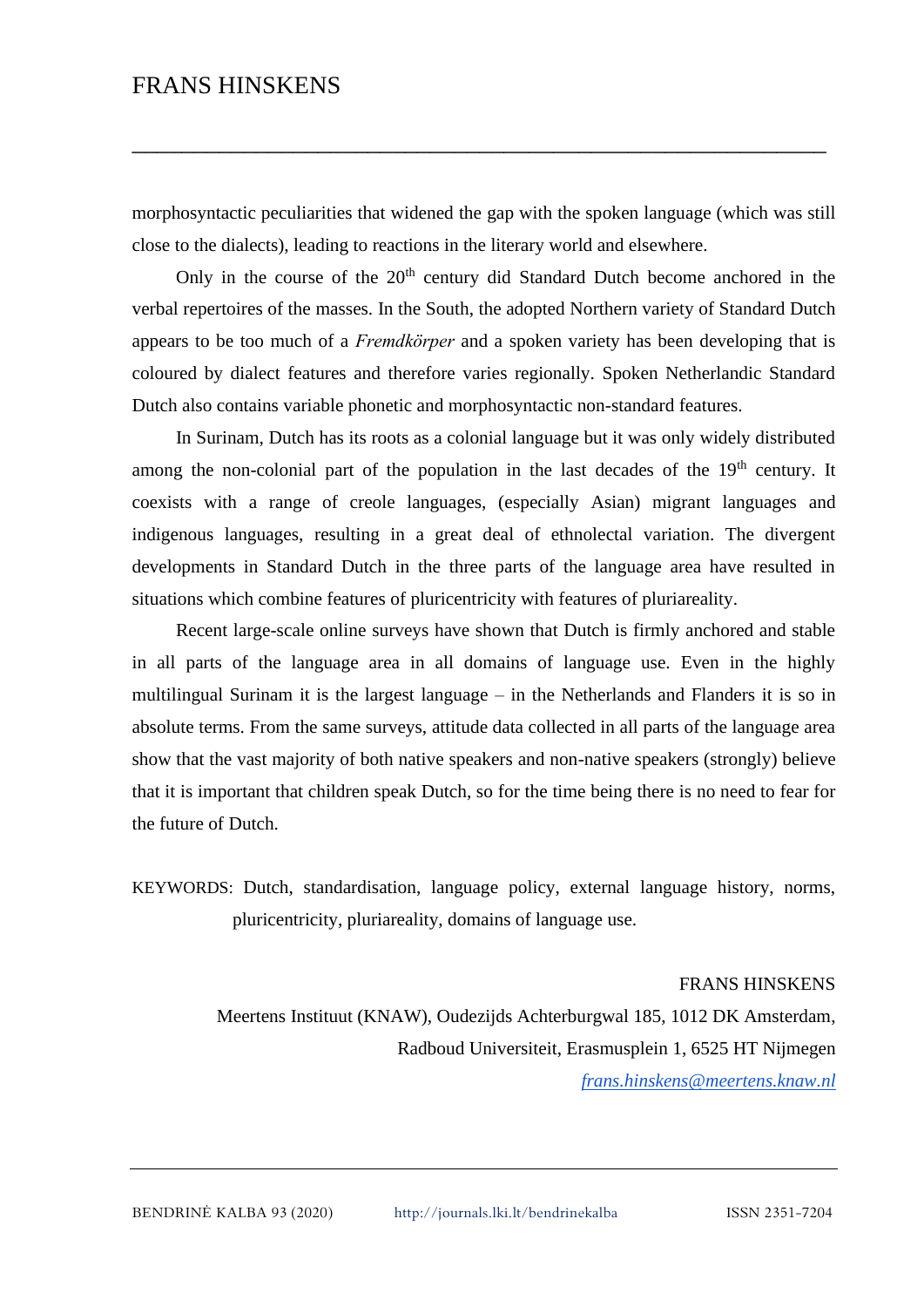morphosyntactic peculiarities that widened the gap with the spoken language (which was still close to the dialects), leading to reactions in the literary world and elsewhere.

Only in the course of the 20th century did Standard Dutch become anchored in the verbal repertoires of the masses. In the South, the adopted Northern variety of Standard Dutch appears to be too much of a *Fremdkörper* and a spoken variety has been developing that is coloured by dialect features and therefore varies regionally. Spoken Netherlandic Standard Dutch also contains variable phonetic and morphosyntactic non-standard features.

In Surinam, Dutch has its roots as a colonial language but it was only widely distributed among the non-colonial part of the population in the last decades of the 19th century. It coexists with a range of creole languages, (especially Asian) migrant languages and indigenous languages, resulting in a great deal of ethnolectal variation. The divergent developments in Standard Dutch in the three parts of the language area have resulted in situations which combine features of pluricentricity with features of pluriareality.

Recent large-scale online surveys have shown that Dutch is firmly anchored and stable in all parts of the language area in all domains of language use. Even in the highly multilingual Surinam it is the largest language – in the Netherlands and Flanders it is so in absolute terms. From the same surveys, attitude data collected in all parts of the language area show that the vast majority of both native speakers and non-native speakers (strongly) believe that it is important that children speak Dutch, so for the time being there is no need to fear for the future of Dutch.

KEYWORDS: Dutch, standardisation, language policy, external language history, norms, pluricentricity, pluriareality, domains of language use.

FRANS HINSKENS
Meertens Instituut (KNAW), Oudezijds Achterburgwal 185, 1012 DK Amsterdam,
Radboud Universiteit, Erasmusplein 1, 6525 HT Nijmegen
frans.hinskens@meertens.knaw.nl